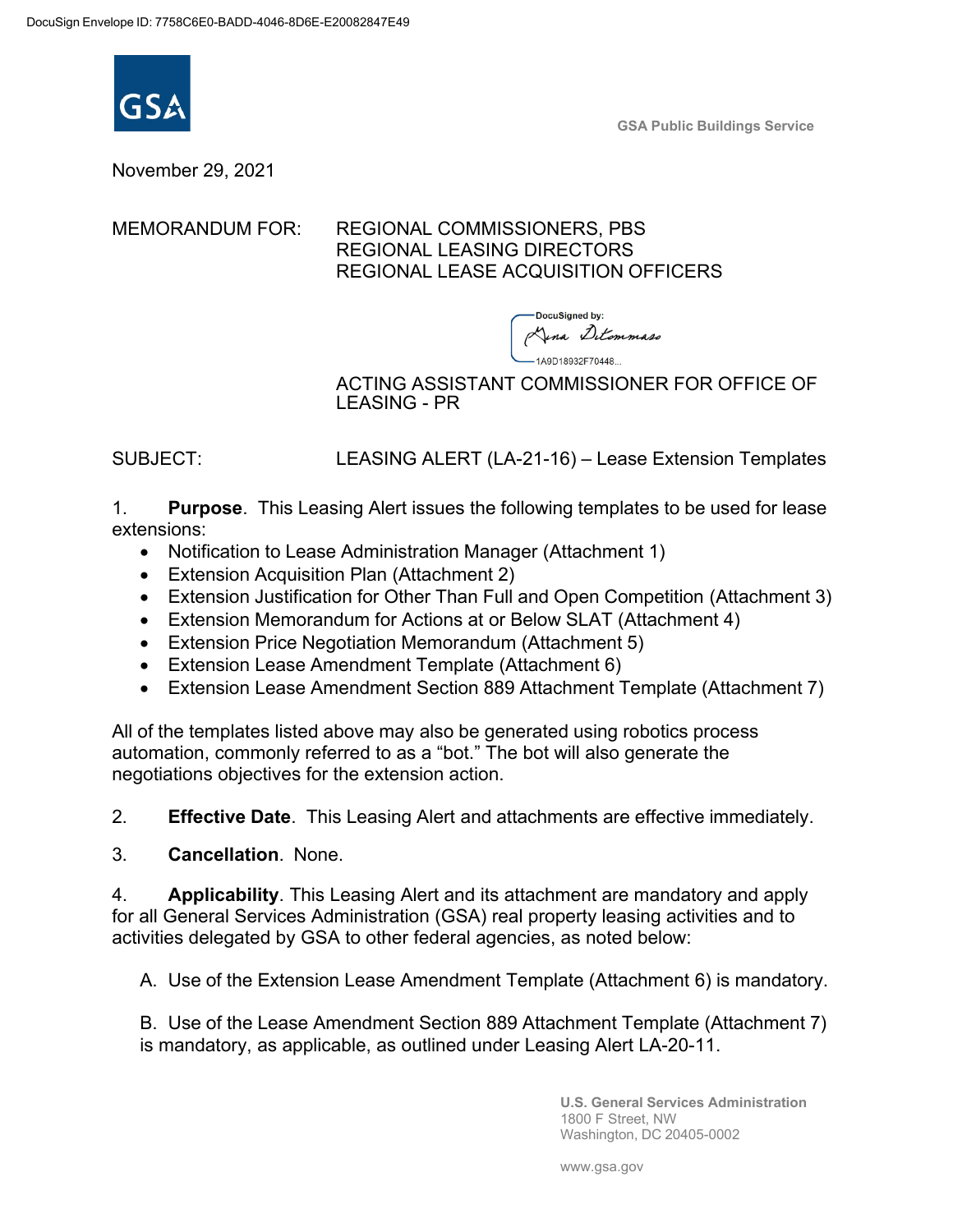DocuSign Envelope ID: 7758C6E0-BADD-4046-8D6E-E20082847E49

GSA

GSA Public Buildings Service

November 29, 2021

MEMORANDUM FOR: REGIONAL COMMISSIONERS, PBS
REGIONAL LEASING DIRECTORS
REGIONAL LEASE ACQUISITION OFFICERS

DocuSigned by:
Gina DiTommaso
1A9D18932F70448...

ACTING ASSISTANT COMMISSIONER FOR OFFICE OF LEASING - PR

SUBJECT: LEASING ALERT (LA-21-16) – Lease Extension Templates

1. **Purpose**. This Leasing Alert issues the following templates to be used for lease extensions:
   - Notification to Lease Administration Manager (Attachment 1)
   - Extension Acquisition Plan (Attachment 2)
   - Extension Justification for Other Than Full and Open Competition (Attachment 3)
   - Extension Memorandum for Actions at or Below SLAT (Attachment 4)
   - Extension Price Negotiation Memorandum (Attachment 5)
   - Extension Lease Amendment Template (Attachment 6)
   - Extension Lease Amendment Section 889 Attachment Template (Attachment 7)

All of the templates listed above may also be generated using robotics process automation, commonly referred to as a "bot." The bot will also generate the negotiations objectives for the extension action.

2. **Effective Date**. This Leasing Alert and attachments are effective immediately.

3. **Cancellation**. None.

4. **Applicability**. This Leasing Alert and its attachment are mandatory and apply for all General Services Administration (GSA) real property leasing activities and to activities delegated by GSA to other federal agencies, as noted below:

   A. Use of the Extension Lease Amendment Template (Attachment 6) is mandatory.

   B. Use of the Lease Amendment Section 889 Attachment Template (Attachment 7) is mandatory, as applicable, as outlined under Leasing Alert LA-20-11.

U.S. General Services Administration
1800 F Street, NW
Washington, DC 20405-0002

www.gsa.gov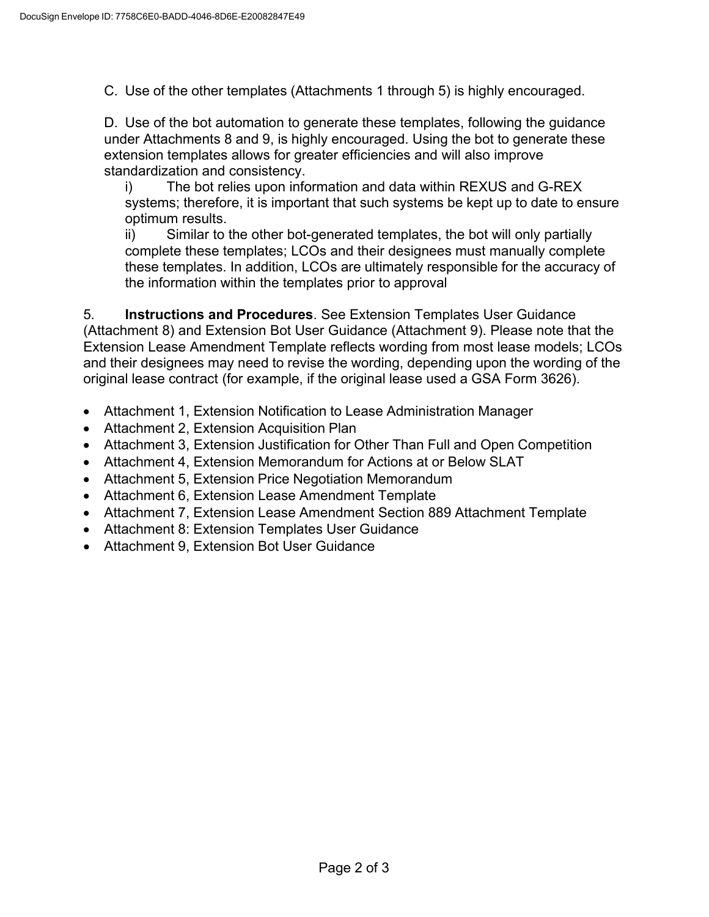C. Use of the other templates (Attachments 1 through 5) is highly encouraged.

D. Use of the bot automation to generate these templates, following the guidance under Attachments 8 and 9, is highly encouraged. Using the bot to generate these extension templates allows for greater efficiencies and will also improve standardization and consistency.

i) The bot relies upon information and data within REXUS and G-REX systems; therefore, it is important that such systems be kept up to date to ensure optimum results.

ii) Similar to the other bot-generated templates, the bot will only partially complete these templates; LCOs and their designees must manually complete these templates. In addition, LCOs are ultimately responsible for the accuracy of the information within the templates prior to approval

5. **Instructions and Procedures**. See Extension Templates User Guidance (Attachment 8) and Extension Bot User Guidance (Attachment 9). Please note that the Extension Lease Amendment Template reflects wording from most lease models; LCOs and their designees may need to revise the wording, depending upon the wording of the original lease contract (for example, if the original lease used a GSA Form 3626).

- Attachment 1, Extension Notification to Lease Administration Manager
- Attachment 2, Extension Acquisition Plan
- Attachment 3, Extension Justification for Other Than Full and Open Competition
- Attachment 4, Extension Memorandum for Actions at or Below SLAT
- Attachment 5, Extension Price Negotiation Memorandum
- Attachment 6, Extension Lease Amendment Template
- Attachment 7, Extension Lease Amendment Section 889 Attachment Template
- Attachment 8: Extension Templates User Guidance
- Attachment 9, Extension Bot User Guidance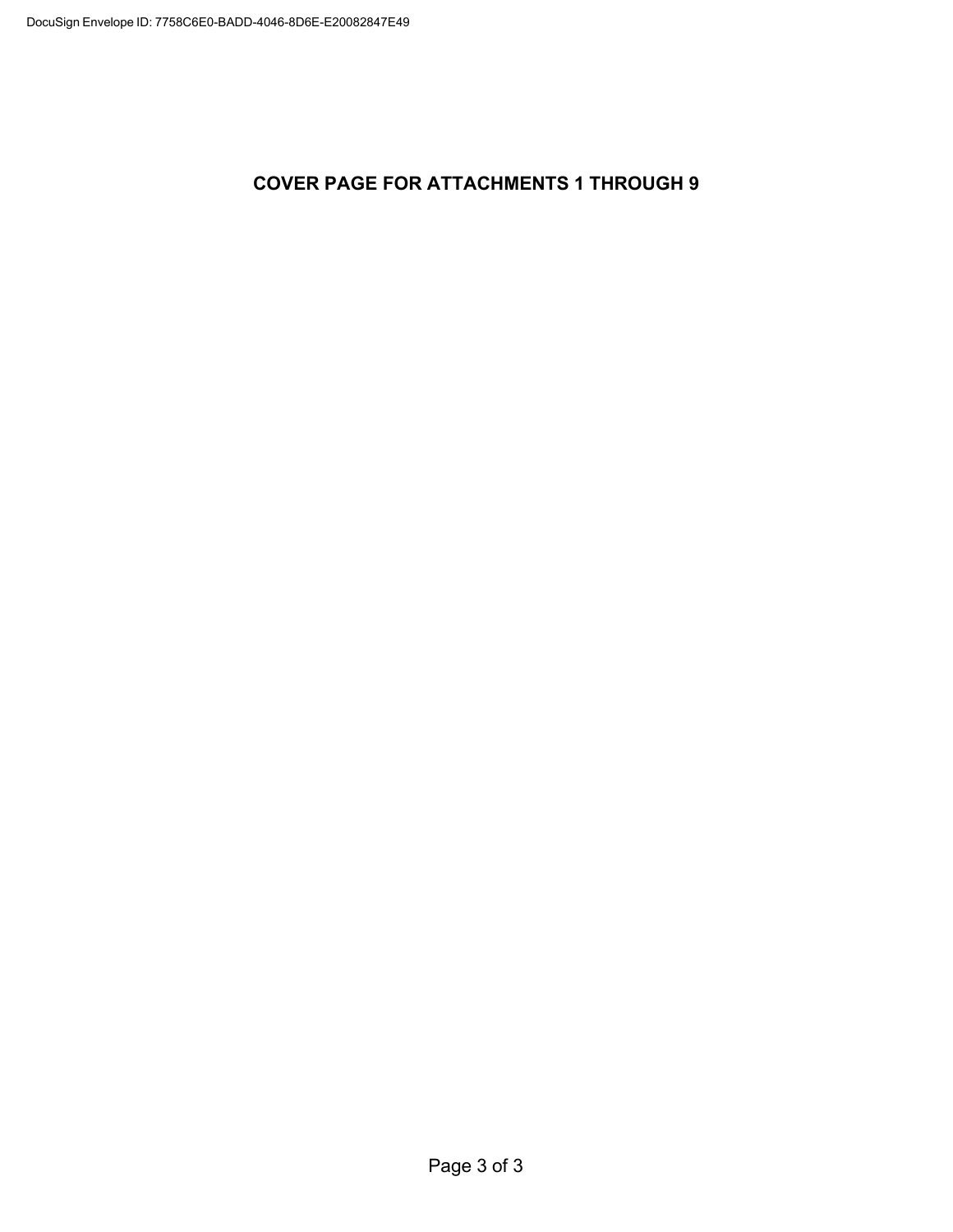# COVER PAGE FOR ATTACHMENTS 1 THROUGH 9